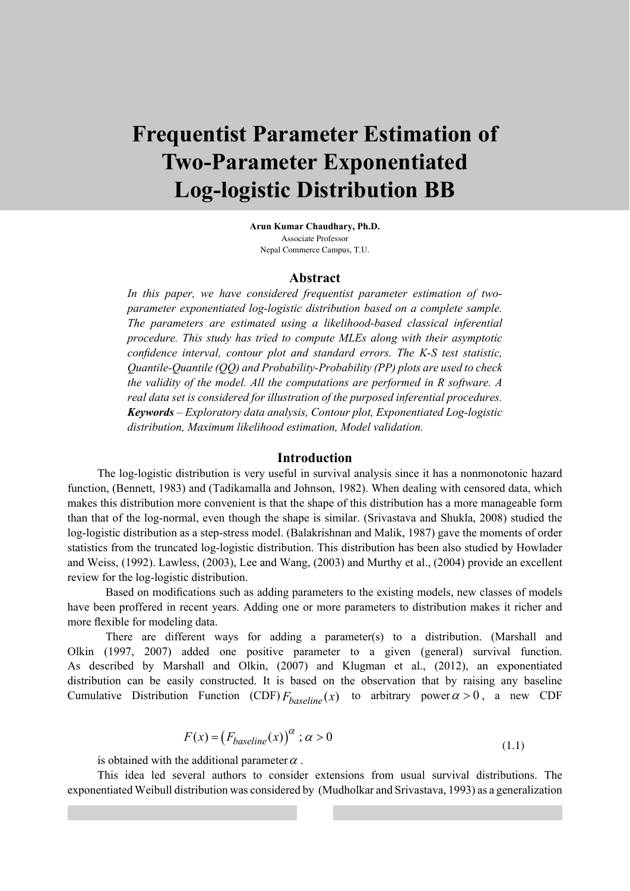# Frequentist Parameter Estimation of Two-Parameter Exponentiated Log-logistic Distribution BB

**Arun Kumar Chaudhary, Ph.D.**
Associate Professor
Nepal Commerce Campus, T.U.

## Abstract

*In this paper, we have considered frequentist parameter estimation of two-parameter exponentiated log-logistic distribution based on a complete sample. The parameters are estimated using a likelihood-based classical inferential procedure. This study has tried to compute MLEs along with their asymptotic confidence interval, contour plot and standard errors. The K-S test statistic, Quantile-Quantile (QQ) and Probability-Probability (PP) plots are used to check the validity of the model. All the computations are performed in R software. A real data set is considered for illustration of the purposed inferential procedures.*

***Keywords*** *– Exploratory data analysis, Contour plot, Exponentiated Log-logistic distribution, Maximum likelihood estimation, Model validation.*

## Introduction

The log-logistic distribution is very useful in survival analysis since it has a nonmonotonic hazard function, (Bennett, 1983) and (Tadikamalla and Johnson, 1982). When dealing with censored data, which makes this distribution more convenient is that the shape of this distribution has a more manageable form than that of the log-normal, even though the shape is similar. (Srivastava and Shukla, 2008) studied the log-logistic distribution as a step-stress model. (Balakrishnan and Malik, 1987) gave the moments of order statistics from the truncated log-logistic distribution. This distribution has been also studied by Howlader and Weiss, (1992). Lawless, (2003), Lee and Wang, (2003) and Murthy et al., (2004) provide an excellent review for the log-logistic distribution.

Based on modifications such as adding parameters to the existing models, new classes of models have been proffered in recent years. Adding one or more parameters to distribution makes it richer and more flexible for modeling data.

There are different ways for adding a parameter(s) to a distribution. (Marshall and Olkin (1997, 2007) added one positive parameter to a given (general) survival function. As described by Marshall and Olkin, (2007) and Klugman et al., (2012), an exponentiated distribution can be easily constructed. It is based on the observation that by raising any baseline Cumulative Distribution Function (CDF) $F_{baseline}(x)$ to arbitrary power $\alpha > 0$, a new CDF

$$F(x) = \left(F_{baseline}(x)\right)^{\alpha} \; ; \alpha > 0 \tag{1.1}$$

is obtained with the additional parameter $\alpha$.

This idea led several authors to consider extensions from usual survival distributions. The exponentiated Weibull distribution was considered by (Mudholkar and Srivastava, 1993) as a generalization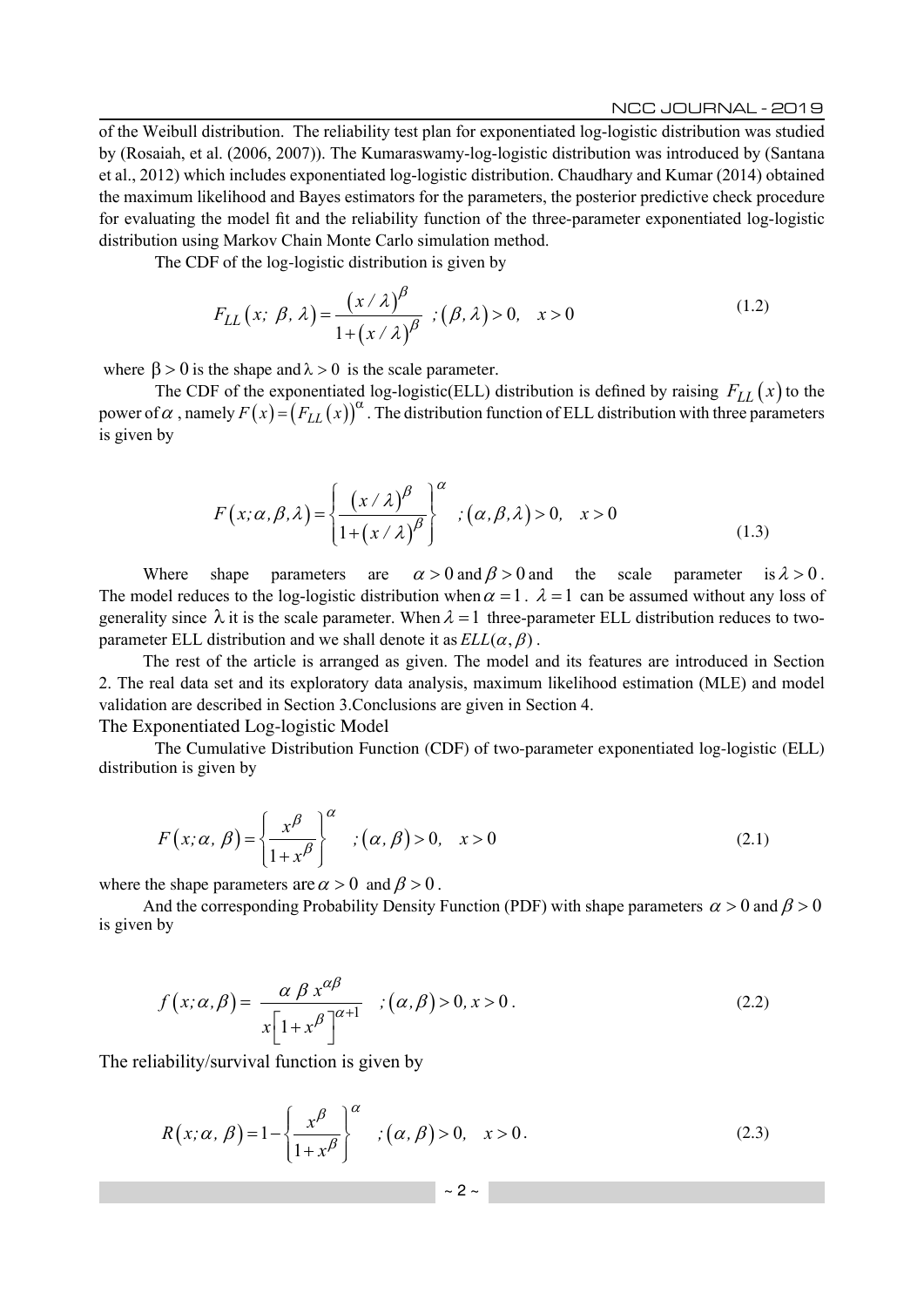of the Weibull distribution. The reliability test plan for exponentiated log-logistic distribution was studied by (Rosaiah, et al. (2006, 2007)). The Kumaraswamy-log-logistic distribution was introduced by (Santana et al., 2012) which includes exponentiated log-logistic distribution. Chaudhary and Kumar (2014) obtained the maximum likelihood and Bayes estimators for the parameters, the posterior predictive check procedure for evaluating the model fit and the reliability function of the three-parameter exponentiated log-logistic distribution using Markov Chain Monte Carlo simulation method.

The CDF of the log-logistic distribution is given by

$$F_{LL}\left(x;\ \beta,\ \lambda\right)=\frac{\left(x/\lambda\right)^{\beta}}{1+\left(x/\lambda\right)^{\beta}}\ \ ;\left(\beta,\lambda\right)>0,\quad x>0 \tag{1.2}$$

where $\beta>0$ is the shape and $\lambda>0$ is the scale parameter.

The CDF of the exponentiated log-logistic(ELL) distribution is defined by raising $F_{LL}\left(x\right)$ to the power of $\alpha$, namely $F\left(x\right)=\left(F_{LL}\left(x\right)\right)^{\alpha}$. The distribution function of ELL distribution with three parameters is given by

$$F\left(x;\alpha,\beta,\lambda\right)=\left\{\frac{\left(x/\lambda\right)^{\beta}}{1+\left(x/\lambda\right)^{\beta}}\right\}^{\alpha}\ \ ;\left(\alpha,\beta,\lambda\right)>0,\quad x>0 \tag{1.3}$$

Where shape parameters are $\alpha>0$ and $\beta>0$ and the scale parameter is $\lambda>0$. The model reduces to the log-logistic distribution when $\alpha=1$. $\lambda=1$ can be assumed without any loss of generality since $\lambda$ it is the scale parameter. When $\lambda=1$ three-parameter ELL distribution reduces to two-parameter ELL distribution and we shall denote it as $ELL(\alpha,\beta)$.

The rest of the article is arranged as given. The model and its features are introduced in Section 2. The real data set and its exploratory data analysis, maximum likelihood estimation (MLE) and model validation are described in Section 3.Conclusions are given in Section 4.

## The Exponentiated Log-logistic Model

The Cumulative Distribution Function (CDF) of two-parameter exponentiated log-logistic (ELL) distribution is given by

$$F\left(x;\alpha,\ \beta\right)=\left\{\frac{x^{\beta}}{1+x^{\beta}}\right\}^{\alpha}\quad;\left(\alpha,\ \beta\right)>0,\quad x>0 \tag{2.1}$$

where the shape parameters are $\alpha>0$ and $\beta>0$.

And the corresponding Probability Density Function (PDF) with shape parameters $\alpha>0$ and $\beta>0$ is given by

$$f\left(x;\alpha,\beta\right)=\ \frac{\alpha\ \beta\ x^{\alpha\beta}}{x\left[1+x^{\beta}\right]^{\alpha+1}}\quad;\left(\alpha,\beta\right)>0,x>0\,. \tag{2.2}$$

The reliability/survival function is given by

$$R\left(x;\alpha,\ \beta\right)=1-\left\{\frac{x^{\beta}}{1+x^{\beta}}\right\}^{\alpha}\quad;\left(\alpha,\ \beta\right)>0,\quad x>0\,. \tag{2.3}$$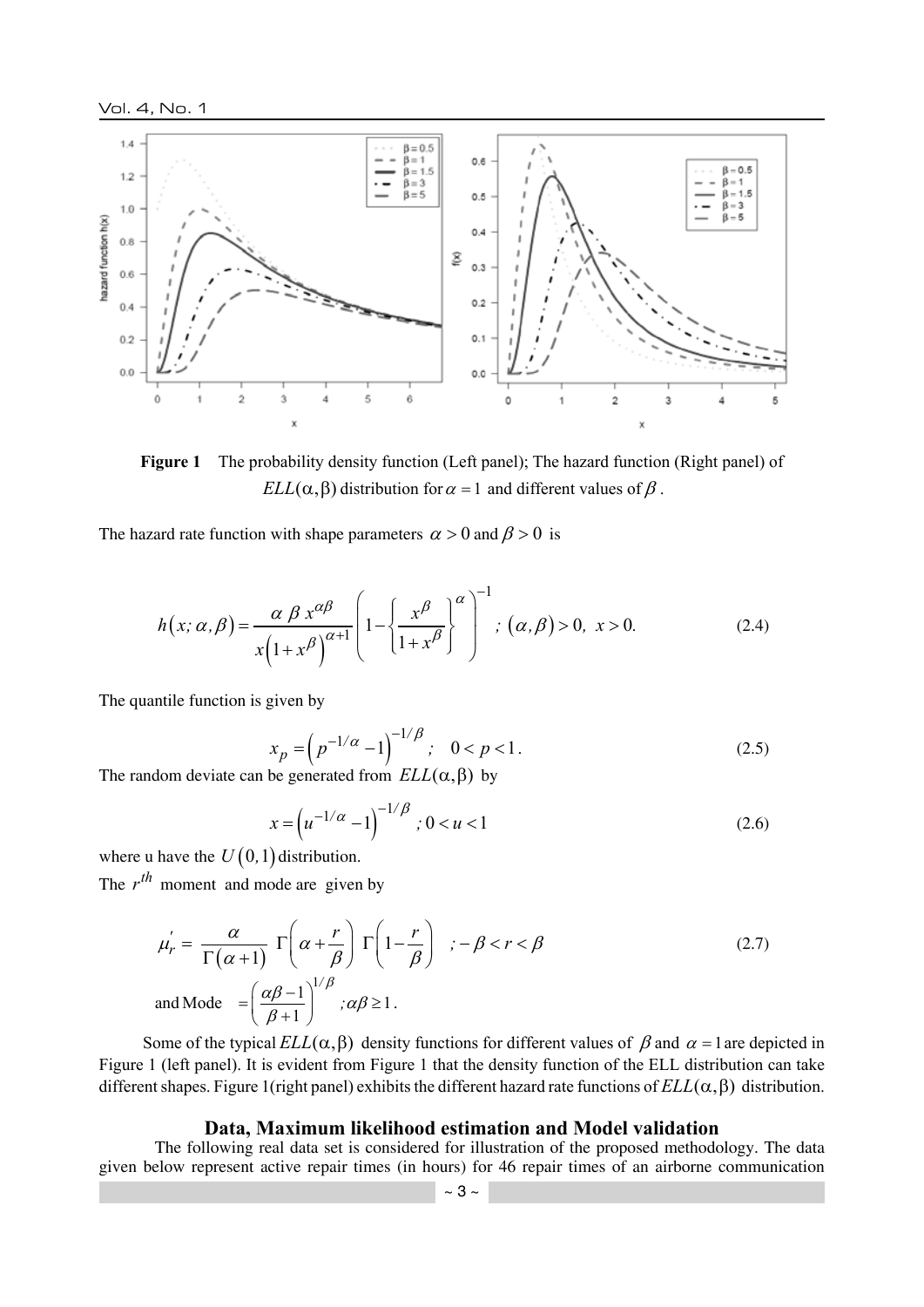**Figure 1** The probability density function (Left panel); The hazard function (Right panel) of $ELL(\alpha, \beta)$ distribution for $\alpha = 1$ and different values of $\beta$.

The hazard rate function with shape parameters $\alpha > 0$ and $\beta > 0$ is

$$h(x;\alpha,\beta) = \frac{\alpha\ \beta\ x^{\alpha\beta}}{x\left(1+x^{\beta}\right)^{\alpha+1}} \left(1 - \left\{\frac{x^{\beta}}{1+x^{\beta}}\right\}^{\alpha}\right)^{-1}\ ;\ (\alpha,\beta) > 0,\ x > 0. \tag{2.4}$$

The quantile function is given by

$$x_p = \left(p^{-1/\alpha} - 1\right)^{-1/\beta};\quad 0 < p < 1. \tag{2.5}$$

The random deviate can be generated from $ELL(\alpha, \beta)$ by

$$x = \left(u^{-1/\alpha} - 1\right)^{-1/\beta}\ ; 0 < u < 1 \tag{2.6}$$

where u have the $U(0,1)$ distribution.

The $r^{th}$ moment and mode are given by

$$\mu_r' = \frac{\alpha}{\Gamma(\alpha+1)}\ \Gamma\left(\alpha + \frac{r}{\beta}\right)\ \Gamma\left(1 - \frac{r}{\beta}\right)\quad ; -\beta < r < \beta \tag{2.7}$$

$$\text{and Mode} \ = \left(\frac{\alpha\beta - 1}{\beta + 1}\right)^{1/\beta}\ ;\alpha\beta \geq 1.$$

Some of the typical $ELL(\alpha, \beta)$ density functions for different values of $\beta$ and $\alpha = 1$ are depicted in Figure 1 (left panel). It is evident from Figure 1 that the density function of the ELL distribution can take different shapes. Figure 1(right panel) exhibits the different hazard rate functions of $ELL(\alpha, \beta)$ distribution.

## Data, Maximum likelihood estimation and Model validation

The following real data set is considered for illustration of the proposed methodology. The data given below represent active repair times (in hours) for 46 repair times of an airborne communication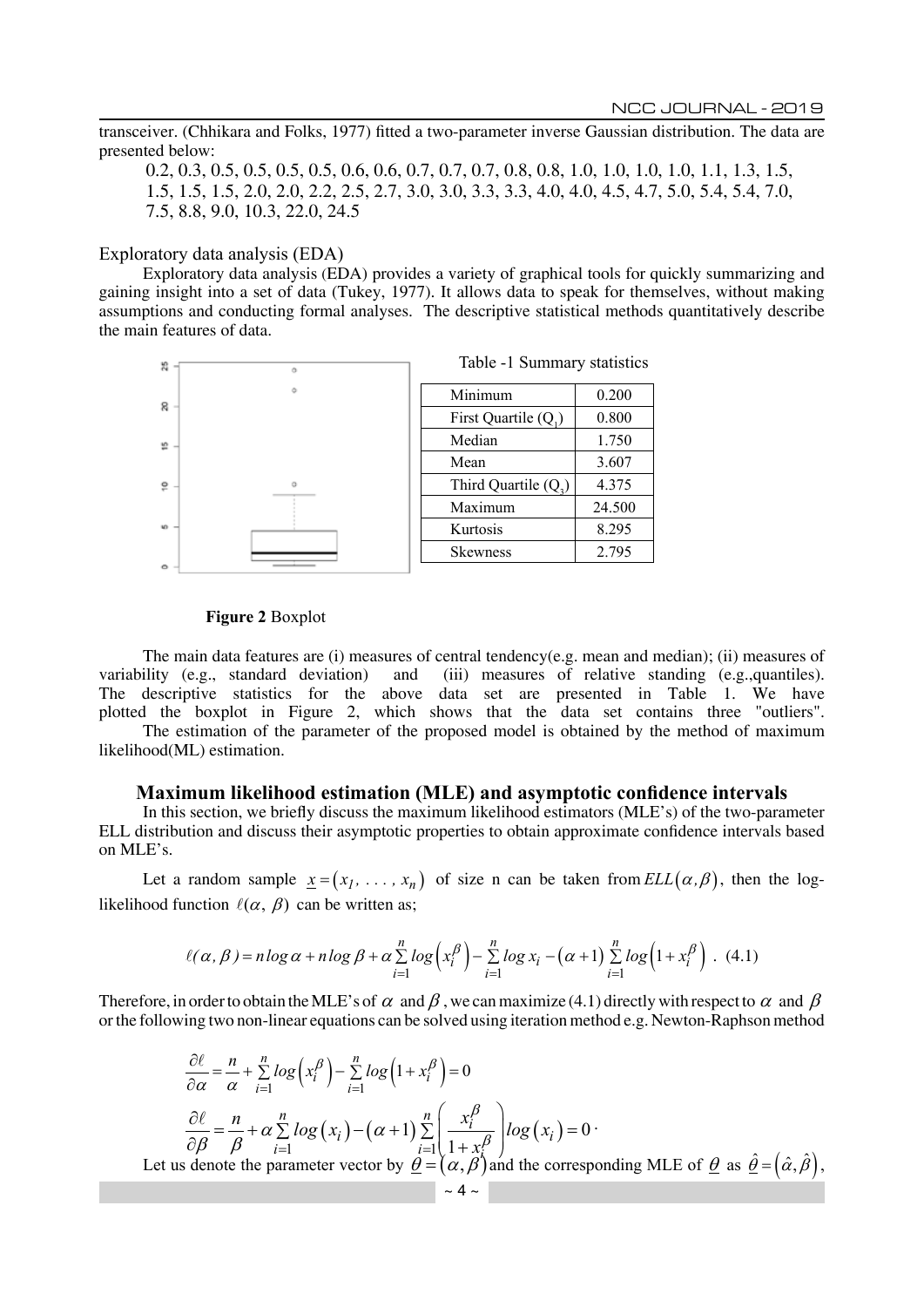transceiver. (Chhikara and Folks, 1977) fitted a two-parameter inverse Gaussian distribution. The data are presented below:

0.2, 0.3, 0.5, 0.5, 0.5, 0.5, 0.6, 0.6, 0.7, 0.7, 0.7, 0.8, 0.8, 1.0, 1.0, 1.0, 1.0, 1.1, 1.3, 1.5, 1.5, 1.5, 1.5, 2.0, 2.0, 2.2, 2.5, 2.7, 3.0, 3.0, 3.3, 3.3, 4.0, 4.0, 4.5, 4.7, 5.0, 5.4, 5.4, 7.0, 7.5, 8.8, 9.0, 10.3, 22.0, 24.5

Exploratory data analysis (EDA)

Exploratory data analysis (EDA) provides a variety of graphical tools for quickly summarizing and gaining insight into a set of data (Tukey, 1977). It allows data to speak for themselves, without making assumptions and conducting formal analyses. The descriptive statistical methods quantitatively describe the main features of data.

Table -1 Summary statistics

| Minimum | 0.200 |
|---|---|
| First Quartile ($Q_1$) | 0.800 |
| Median | 1.750 |
| Mean | 3.607 |
| Third Quartile ($Q_3$) | 4.375 |
| Maximum | 24.500 |
| Kurtosis | 8.295 |
| Skewness | 2.795 |

**Figure 2** Boxplot

The main data features are (i) measures of central tendency(e.g. mean and median); (ii) measures of variability (e.g., standard deviation) and (iii) measures of relative standing (e.g.,quantiles). The descriptive statistics for the above data set are presented in Table 1. We have plotted the boxplot in Figure 2, which shows that the data set contains three "outliers".

The estimation of the parameter of the proposed model is obtained by the method of maximum likelihood(ML) estimation.

## Maximum likelihood estimation (MLE) and asymptotic confidence intervals

In this section, we briefly discuss the maximum likelihood estimators (MLE's) of the two-parameter ELL distribution and discuss their asymptotic properties to obtain approximate confidence intervals based on MLE's.

Let a random sample $\underline{x} = (x_1, \ldots, x_n)$ of size n can be taken from $ELL(\alpha, \beta)$, then the log-likelihood function $\ell(\alpha, \beta)$ can be written as;

$$\ell(\alpha, \beta) = n \log \alpha + n \log \beta + \alpha \sum_{i=1}^{n} \log\left(x_i^{\beta}\right) - \sum_{i=1}^{n} \log x_i - (\alpha + 1) \sum_{i=1}^{n} \log\left(1 + x_i^{\beta}\right) . \quad (4.1)$$

Therefore, in order to obtain the MLE's of $\alpha$ and $\beta$, we can maximize (4.1) directly with respect to $\alpha$ and $\beta$ or the following two non-linear equations can be solved using iteration method e.g. Newton-Raphson method

$$\frac{\partial \ell}{\partial \alpha} = \frac{n}{\alpha} + \sum_{i=1}^{n} \log\left(x_i^{\beta}\right) - \sum_{i=1}^{n} \log\left(1 + x_i^{\beta}\right) = 0$$

$$\frac{\partial \ell}{\partial \beta} = \frac{n}{\beta} + \alpha \sum_{i=1}^{n} \log(x_i) - (\alpha + 1) \sum_{i=1}^{n} \left(\frac{x_i^{\beta}}{1 + x_i^{\beta}}\right) \log(x_i) = 0 \cdot$$

Let us denote the parameter vector by $\underline{\theta} = (\alpha, \beta)$ and the corresponding MLE of $\underline{\theta}$ as $\underline{\hat{\theta}} = (\hat{\alpha}, \hat{\beta})$,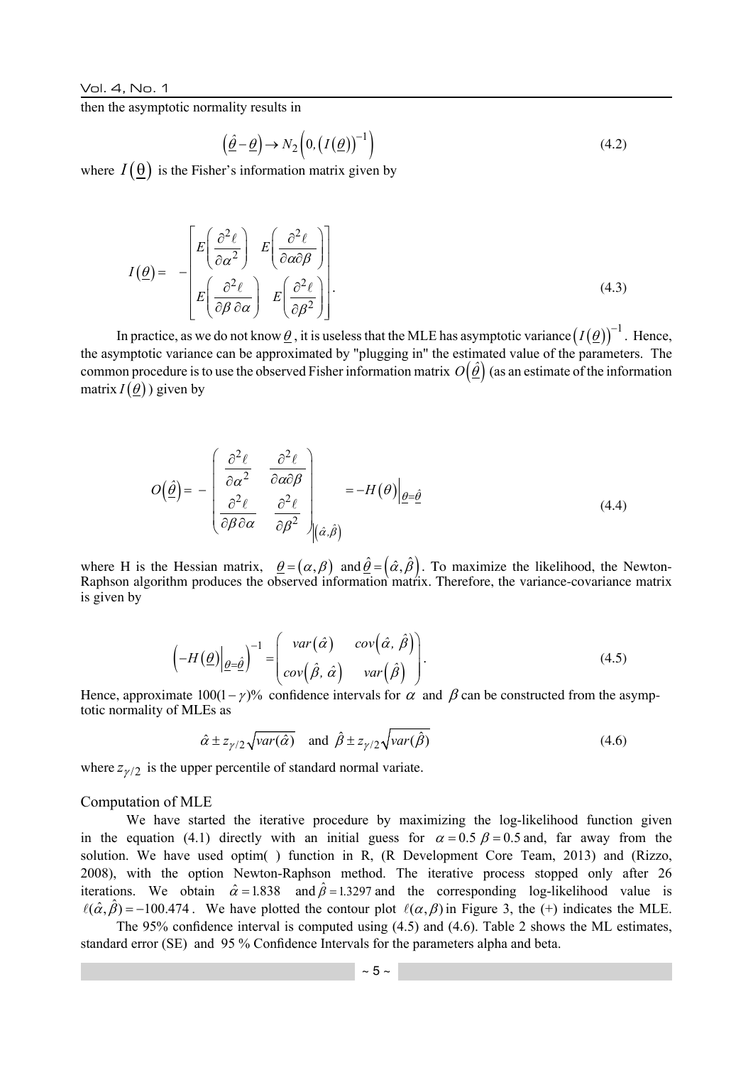then the asymptotic normality results in

$$\left(\underline{\hat{\theta}}-\underline{\theta}\right) \rightarrow N_2\left(0,\left(I\left(\underline{\theta}\right)\right)^{-1}\right) \tag{4.2}$$

where $I\left(\underline{\theta}\right)$ is the Fisher's information matrix given by

$$I\left(\underline{\theta}\right)= -\begin{bmatrix} E\left(\dfrac{\partial^2 \ell}{\partial \alpha^2}\right) & E\left(\dfrac{\partial^2 \ell}{\partial \alpha \partial \beta}\right) \\ E\left(\dfrac{\partial^2 \ell}{\partial \beta\, \partial \alpha}\right) & E\left(\dfrac{\partial^2 \ell}{\partial \beta^2}\right) \end{bmatrix}. \tag{4.3}$$

In practice, as we do not know $\underline{\theta}$, it is useless that the MLE has asymptotic variance $\left(I\left(\underline{\theta}\right)\right)^{-1}$. Hence, the asymptotic variance can be approximated by "plugging in" the estimated value of the parameters. The common procedure is to use the observed Fisher information matrix $O\left(\underline{\hat{\theta}}\right)$ (as an estimate of the information matrix $I\left(\underline{\theta}\right)$) given by

$$O\left(\underline{\hat{\theta}}\right)= -\left(\begin{matrix} \dfrac{\partial^2 \ell}{\partial \alpha^2} & \dfrac{\partial^2 \ell}{\partial \alpha \partial \beta} \\ \dfrac{\partial^2 \ell}{\partial \beta \partial \alpha} & \dfrac{\partial^2 \ell}{\partial \beta^2} \end{matrix}\right)_{\left(\hat{\alpha},\hat{\beta}\right)} = -H\left(\theta\right)\Big|_{\underline{\theta}=\underline{\hat{\theta}}} \tag{4.4}$$

where H is the Hessian matrix, $\underline{\theta}=\left(\alpha,\beta\right)$ and $\underline{\hat{\theta}}=\left(\hat{\alpha},\hat{\beta}\right)$. To maximize the likelihood, the Newton-Raphson algorithm produces the observed information matrix. Therefore, the variance-covariance matrix is given by

$$\left(-H\left(\underline{\theta}\right)\Big|_{\underline{\theta}=\underline{\hat{\theta}}}\right)^{-1} = \begin{pmatrix} var\left(\hat{\alpha}\right) & cov\left(\hat{\alpha},\, \hat{\beta}\right) \\ cov\left(\hat{\beta},\, \hat{\alpha}\right) & var\left(\hat{\beta}\right) \end{pmatrix}. \tag{4.5}$$

Hence, approximate $100(1-\gamma)\%$ confidence intervals for $\alpha$ and $\beta$ can be constructed from the asymptotic normality of MLEs as

$$\hat{\alpha} \pm z_{\gamma/2}\sqrt{var(\hat{\alpha})} \quad \text{and} \quad \hat{\beta} \pm z_{\gamma/2}\sqrt{var(\hat{\beta})} \tag{4.6}$$

where $z_{\gamma/2}$ is the upper percentile of standard normal variate.

### Computation of MLE

We have started the iterative procedure by maximizing the log-likelihood function given in the equation (4.1) directly with an initial guess for $\alpha = 0.5$ $\beta = 0.5$ and, far away from the solution. We have used optim( ) function in R, (R Development Core Team, 2013) and (Rizzo, 2008), with the option Newton-Raphson method. The iterative process stopped only after 26 iterations. We obtain $\hat{\alpha} = 1.838$ and $\hat{\beta} = 1.3297$ and the corresponding log-likelihood value is $\ell(\hat{\alpha},\hat{\beta}) = -100.474$. We have plotted the contour plot $\ell(\alpha,\beta)$ in Figure 3, the (+) indicates the MLE.

The 95% confidence interval is computed using (4.5) and (4.6). Table 2 shows the ML estimates, standard error (SE) and 95 % Confidence Intervals for the parameters alpha and beta.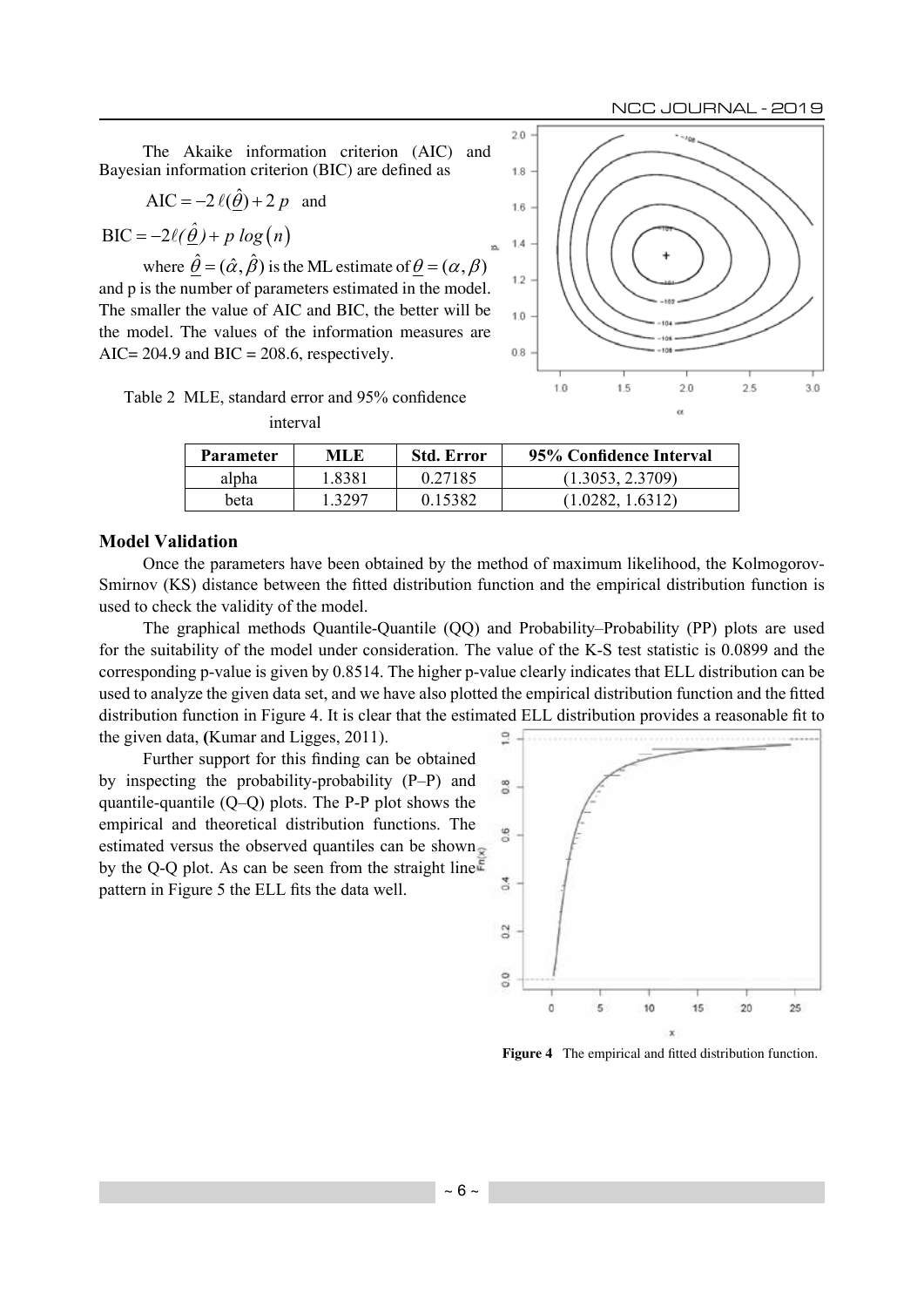The Akaike information criterion (AIC) and Bayesian information criterion (BIC) are defined as

$$\text{AIC} = -2\,\ell(\hat{\underline{\theta}}) + 2\,p \quad \text{and}$$

$$\text{BIC} = -2\ell(\hat{\underline{\theta}}) + p\,log(n)$$

where $\hat{\underline{\theta}} = (\hat{\alpha}, \hat{\beta})$ is the ML estimate of $\underline{\theta} = (\alpha, \beta)$ and p is the number of parameters estimated in the model. The smaller the value of AIC and BIC, the better will be the model. The values of the information measures are AIC= 204.9 and BIC = 208.6, respectively.

Table 2 MLE, standard error and 95% confidence interval

| Parameter | MLE | Std. Error | 95% Confidence Interval |
|---|---|---|---|
| alpha | 1.8381 | 0.27185 | (1.3053, 2.3709) |
| beta | 1.3297 | 0.15382 | (1.0282, 1.6312) |

## Model Validation

Once the parameters have been obtained by the method of maximum likelihood, the Kolmogorov-Smirnov (KS) distance between the fitted distribution function and the empirical distribution function is used to check the validity of the model.

The graphical methods Quantile-Quantile (QQ) and Probability–Probability (PP) plots are used for the suitability of the model under consideration. The value of the K-S test statistic is 0.0899 and the corresponding p-value is given by 0.8514. The higher p-value clearly indicates that ELL distribution can be used to analyze the given data set, and we have also plotted the empirical distribution function and the fitted distribution function in Figure 4. It is clear that the estimated ELL distribution provides a reasonable fit to the given data, (Kumar and Ligges, 2011).

Further support for this finding can be obtained by inspecting the probability-probability (P–P) and quantile-quantile (Q–Q) plots. The P-P plot shows the empirical and theoretical distribution functions. The estimated versus the observed quantiles can be shown by the Q-Q plot. As can be seen from the straight line pattern in Figure 5 the ELL fits the data well.

**Figure 4** The empirical and fitted distribution function.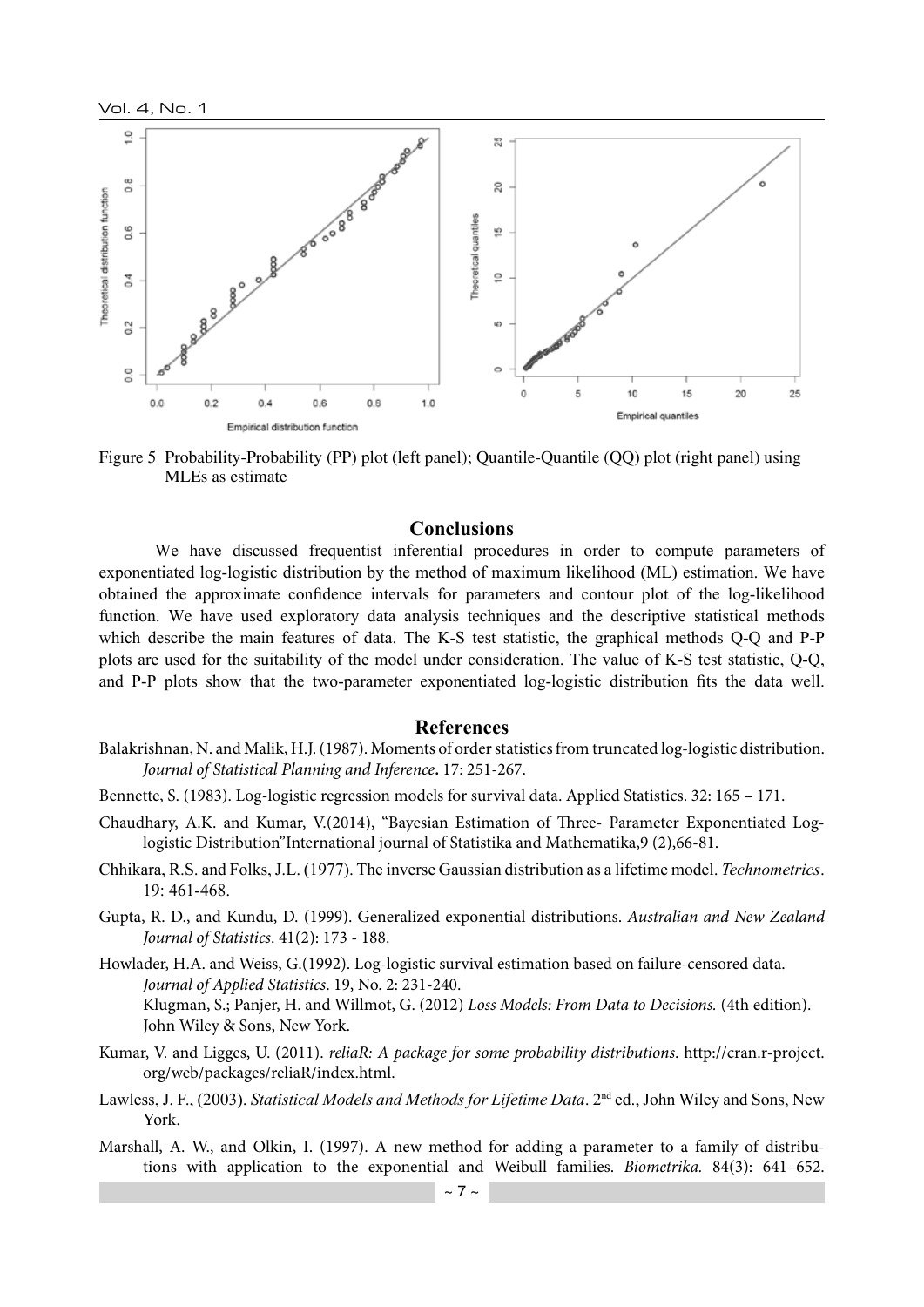Figure 5 Probability-Probability (PP) plot (left panel); Quantile-Quantile (QQ) plot (right panel) using MLEs as estimate

## Conclusions

We have discussed frequentist inferential procedures in order to compute parameters of exponentiated log-logistic distribution by the method of maximum likelihood (ML) estimation. We have obtained the approximate confidence intervals for parameters and contour plot of the log-likelihood function. We have used exploratory data analysis techniques and the descriptive statistical methods which describe the main features of data. The K-S test statistic, the graphical methods Q-Q and P-P plots are used for the suitability of the model under consideration. The value of K-S test statistic, Q-Q, and P-P plots show that the two-parameter exponentiated log-logistic distribution fits the data well.

## References

Balakrishnan, N. and Malik, H.J. (1987). Moments of order statistics from truncated log-logistic distribution. *Journal of Statistical Planning and Inference***.** 17: 251-267.

Bennette, S. (1983). Log-logistic regression models for survival data. Applied Statistics. 32: 165 – 171.

Chaudhary, A.K. and Kumar, V.(2014), "Bayesian Estimation of Three- Parameter Exponentiated Log-logistic Distribution"International journal of Statistika and Mathematika,9 (2),66-81.

Chhikara, R.S. and Folks, J.L. (1977). The inverse Gaussian distribution as a lifetime model. *Technometrics*. 19: 461-468.

Gupta, R. D., and Kundu, D. (1999). Generalized exponential distributions. *Australian and New Zealand Journal of Statistics*. 41(2): 173 - 188.

Howlader, H.A. and Weiss, G.(1992). Log-logistic survival estimation based on failure-censored data. *Journal of Applied Statistics*. 19, No. 2: 231-240.
Klugman, S.; Panjer, H. and Willmot, G. (2012) *Loss Models: From Data to Decisions.* (4th edition). John Wiley & Sons, New York.

Kumar, V. and Ligges, U. (2011). *reliaR: A package for some probability distributions*. http://cran.r-project.org/web/packages/reliaR/index.html.

Lawless, J. F., (2003). *Statistical Models and Methods for Lifetime Data*. 2nd ed., John Wiley and Sons, New York.

Marshall, A. W., and Olkin, I. (1997). A new method for adding a parameter to a family of distributions with application to the exponential and Weibull families. *Biometrika.* 84(3): 641–652.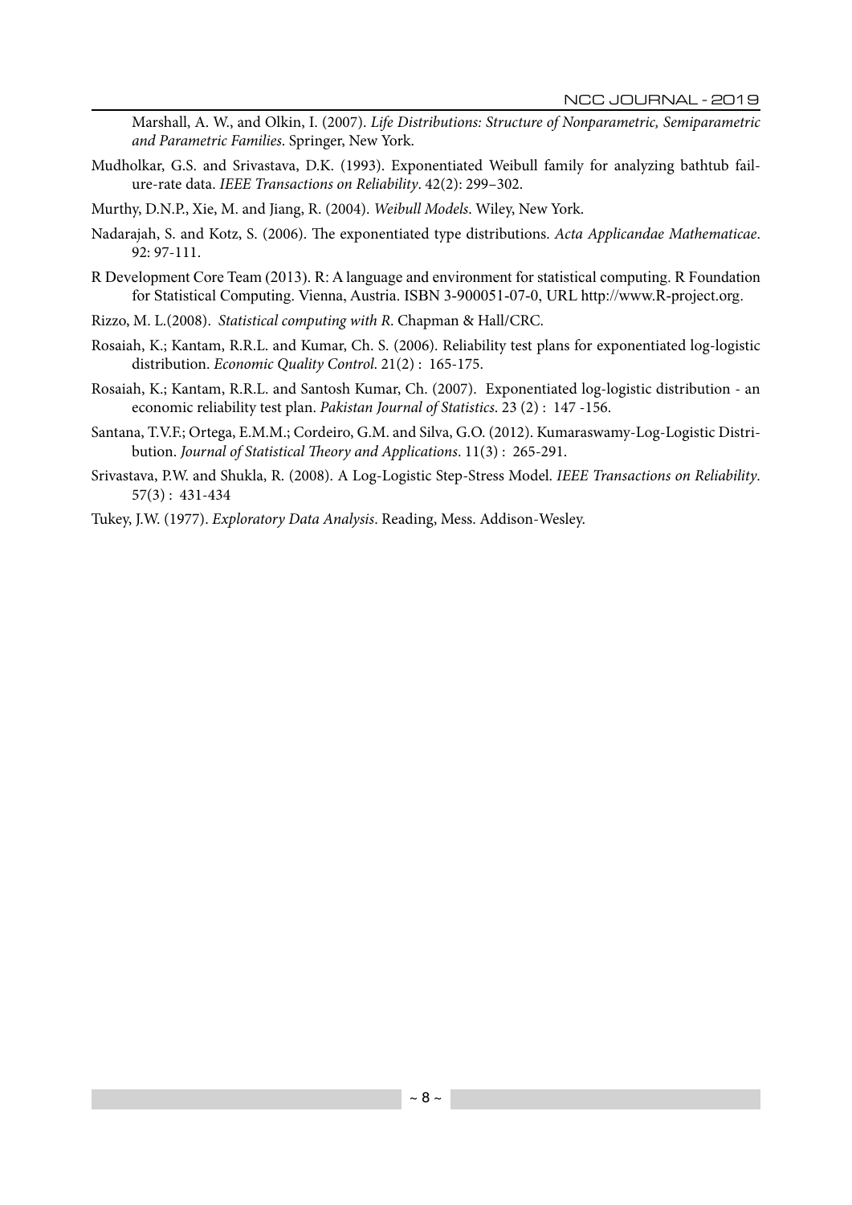Marshall, A. W., and Olkin, I. (2007). *Life Distributions: Structure of Nonparametric, Semiparametric and Parametric Families*. Springer, New York.

Mudholkar, G.S. and Srivastava, D.K. (1993). Exponentiated Weibull family for analyzing bathtub failure-rate data. *IEEE Transactions on Reliability*. 42(2): 299–302.

Murthy, D.N.P., Xie, M. and Jiang, R. (2004). *Weibull Models*. Wiley, New York.

Nadarajah, S. and Kotz, S. (2006). The exponentiated type distributions. *Acta Applicandae Mathematicae*. 92: 97-111.

R Development Core Team (2013). R: A language and environment for statistical computing. R Foundation for Statistical Computing. Vienna, Austria. ISBN 3-900051-07-0, URL http://www.R-project.org.

Rizzo, M. L.(2008). *Statistical computing with R*. Chapman & Hall/CRC.

Rosaiah, K.; Kantam, R.R.L. and Kumar, Ch. S. (2006). Reliability test plans for exponentiated log-logistic distribution. *Economic Quality Control*. 21(2) : 165-175.

Rosaiah, K.; Kantam, R.R.L. and Santosh Kumar, Ch. (2007). Exponentiated log-logistic distribution - an economic reliability test plan. *Pakistan Journal of Statistics*. 23 (2) : 147 -156.

Santana, T.V.F.; Ortega, E.M.M.; Cordeiro, G.M. and Silva, G.O. (2012). Kumaraswamy-Log-Logistic Distribution. *Journal of Statistical Theory and Applications*. 11(3) : 265-291.

Srivastava, P.W. and Shukla, R. (2008). A Log-Logistic Step-Stress Model. *IEEE Transactions on Reliability*. 57(3) : 431-434

Tukey, J.W. (1977). *Exploratory Data Analysis*. Reading, Mess. Addison-Wesley.